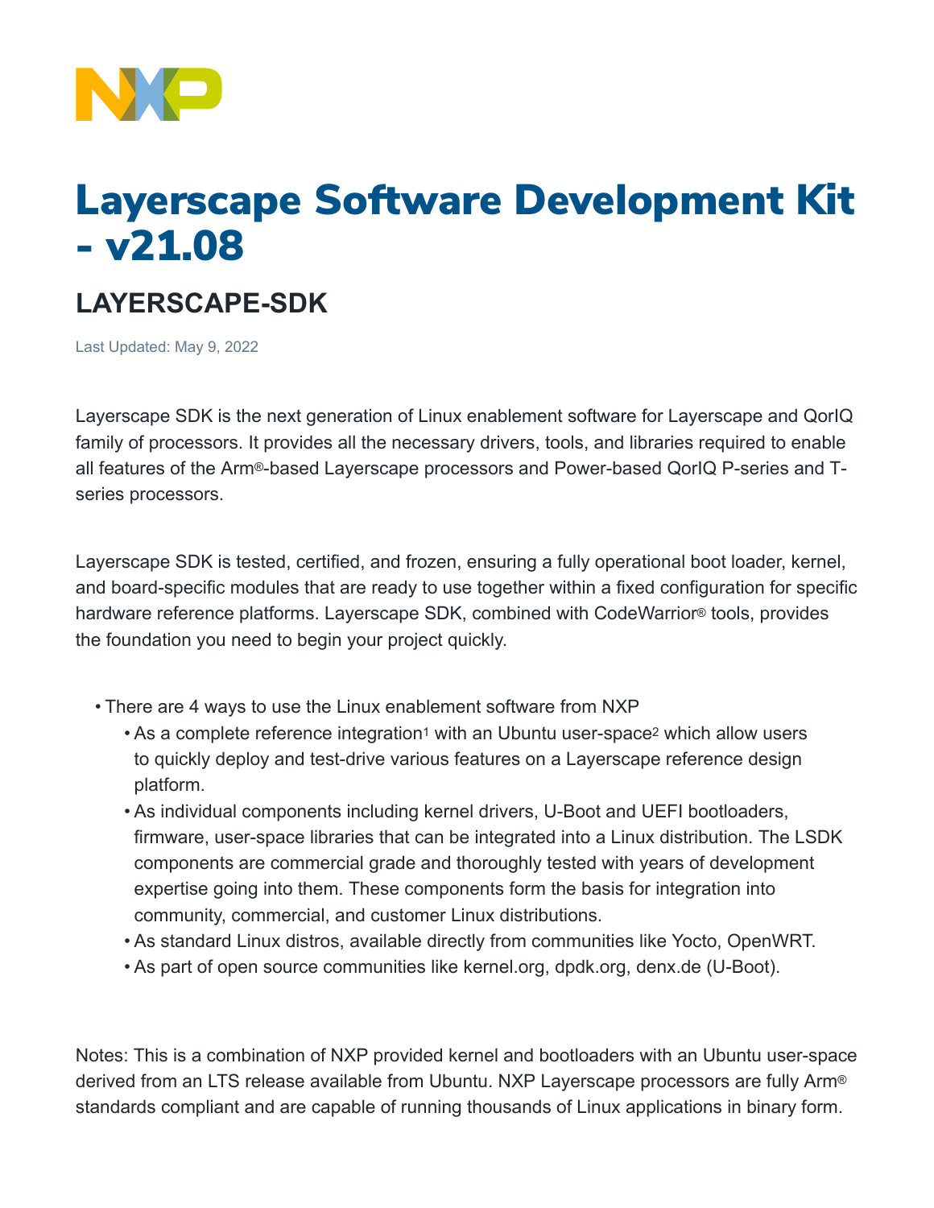# Layerscape Software Development Kit - v21.08

## LAYERSCAPE-SDK

Last Updated: May 9, 2022

Layerscape SDK is the next generation of Linux enablement software for Layerscape and QorIQ family of processors. It provides all the necessary drivers, tools, and libraries required to enable all features of the Arm®-based Layerscape processors and Power-based QorIQ P-series and T-series processors.

Layerscape SDK is tested, certified, and frozen, ensuring a fully operational boot loader, kernel, and board-specific modules that are ready to use together within a fixed configuration for specific hardware reference platforms. Layerscape SDK, combined with CodeWarrior® tools, provides the foundation you need to begin your project quickly.

- There are 4 ways to use the Linux enablement software from NXP
  - As a complete reference integration[1] with an Ubuntu user-space[2] which allow users to quickly deploy and test-drive various features on a Layerscape reference design platform.
  - As individual components including kernel drivers, U-Boot and UEFI bootloaders, firmware, user-space libraries that can be integrated into a Linux distribution. The LSDK components are commercial grade and thoroughly tested with years of development expertise going into them. These components form the basis for integration into community, commercial, and customer Linux distributions.
  - As standard Linux distros, available directly from communities like Yocto, OpenWRT.
  - As part of open source communities like kernel.org, dpdk.org, denx.de (U-Boot).

Notes: This is a combination of NXP provided kernel and bootloaders with an Ubuntu user-space derived from an LTS release available from Ubuntu. NXP Layerscape processors are fully Arm® standards compliant and are capable of running thousands of Linux applications in binary form.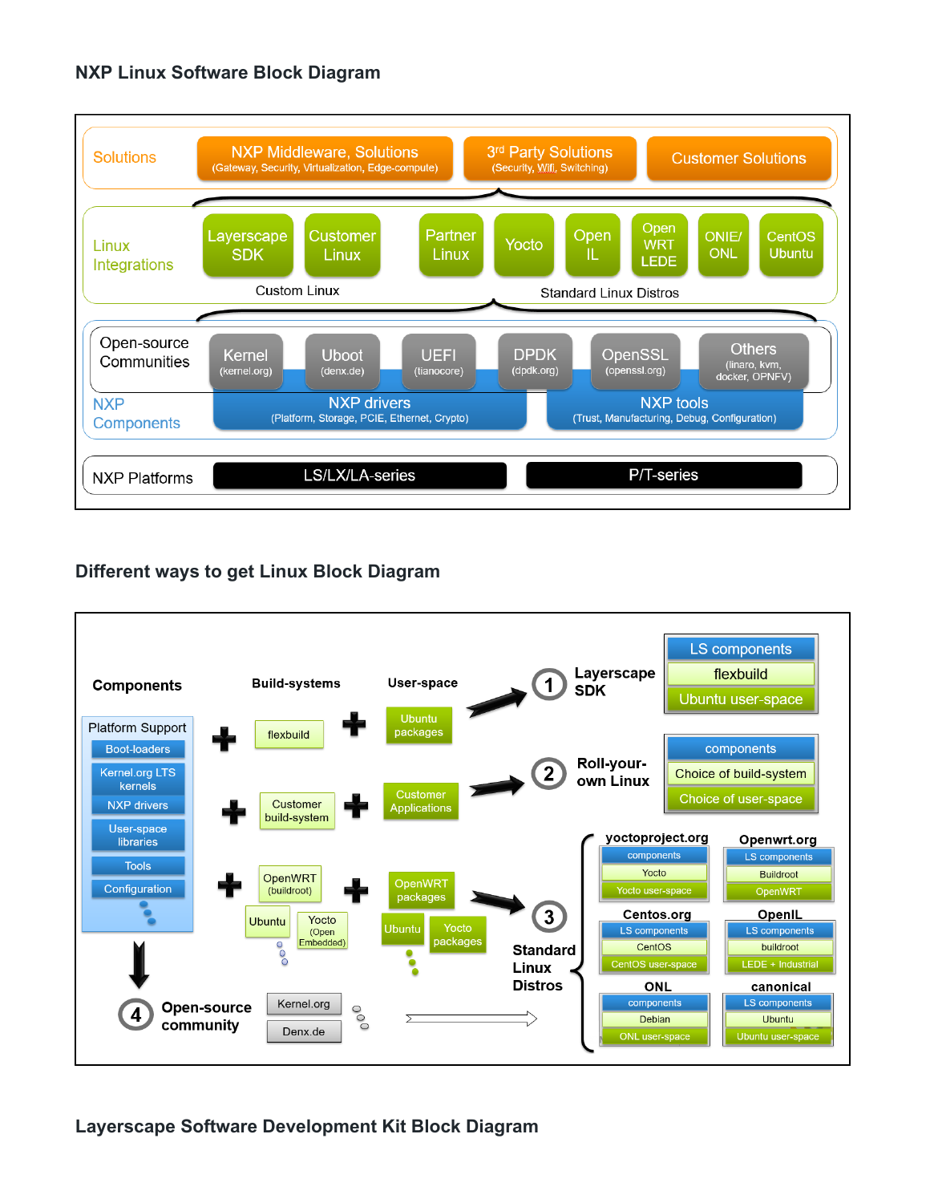## NXP Linux Software Block Diagram

**Solutions**
- NXP Middleware, Solutions (Gateway, Security, Virtualization, Edge-compute)
- 3rd Party Solutions (Security, Wifi, Switching)
- Customer Solutions

**Linux Integrations**
- Custom Linux: Layerscape SDK, Customer Linux
- Standard Linux Distros: Partner Linux, Yocto, Open IL, Open WRT LEDE, ONIE/ ONL, CentOS Ubuntu

**Open-source Communities**
- Kernel (kernel.org)
- Uboot (denx.de)
- UEFI (tianocore)
- DPDK (dpdk.org)
- OpenSSL (openssl.org)
- Others (linaro, kvm, docker, OPNFV)

**NXP Components**
- NXP drivers (Platform, Storage, PCIE, Ethernet, Crypto)
- NXP tools (Trust, Manufacturing, Debug, Configuration)

**NXP Platforms**
- LS/LX/LA-series
- P/T-series

## Different ways to get Linux Block Diagram

**Components**
- Platform Support: Boot-loaders, Kernel.org LTS kernels, NXP drivers, User-space libraries, Tools, Configuration

**Build-systems** / **User-space**

1. **Layerscape SDK**: flexbuild + Ubuntu packages → LS components, flexbuild, Ubuntu user-space
2. **Roll-your-own Linux**: Customer build-system + Customer Applications → components, Choice of build-system, Choice of user-space
3. **Standard Linux Distros**: OpenWRT (buildroot), Ubuntu, Yocto (Open Embedded) + OpenWRT packages, Ubuntu, Yocto packages →
   - yoctoproject.org: components, Yocto, Yocto user-space
   - Openwrt.org: LS components, Buildroot, OpenWRT
   - Centos.org: LS components, CentOS, CentOS user-space
   - OpenIL: LS components, buildroot, LEDE + Industrial
   - ONL: components, Debian, ONL user-space
   - canonical: LS components, Ubuntu, Ubuntu user-space
4. **Open-source community**: Kernel.org, Denx.de

## Layerscape Software Development Kit Block Diagram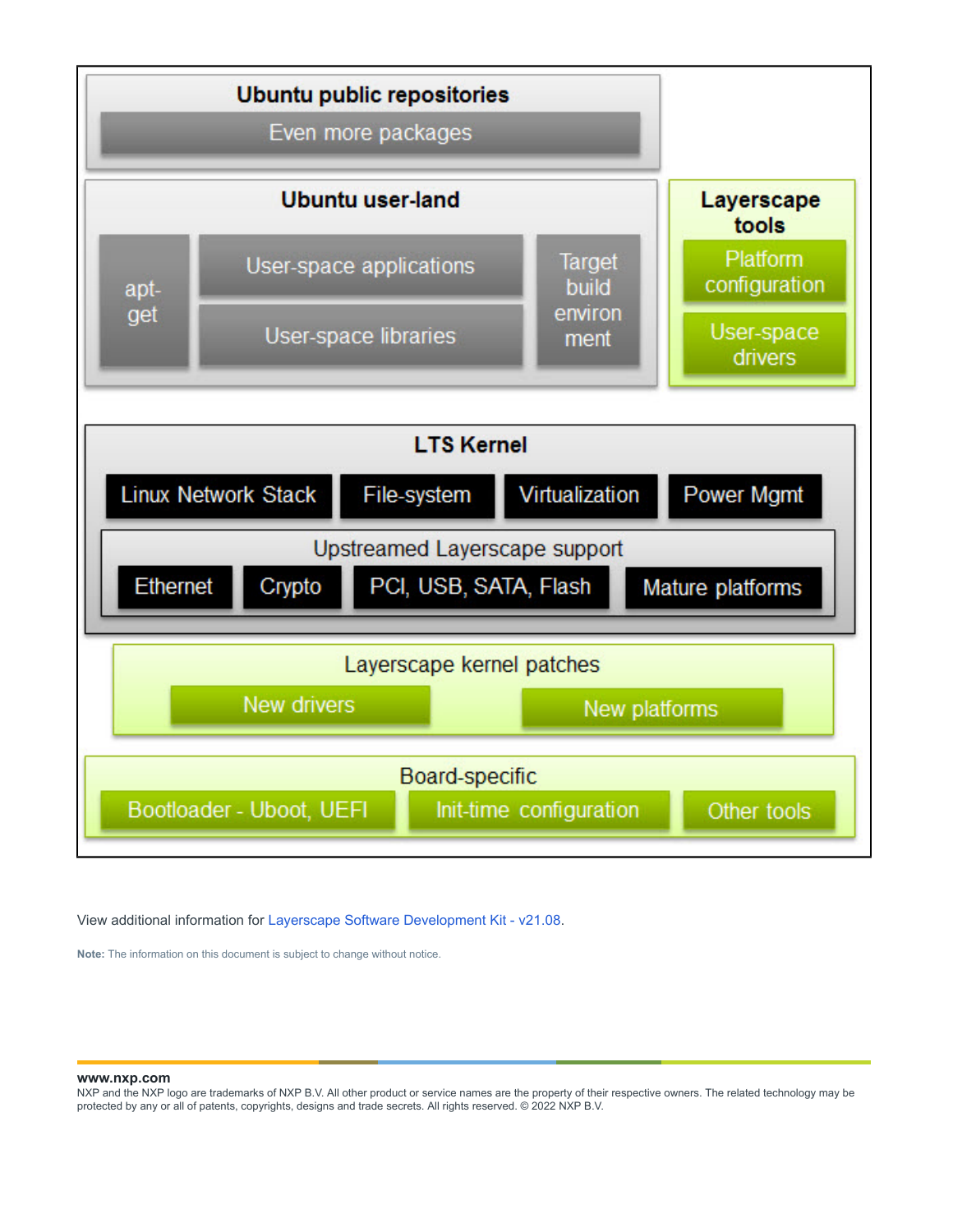Ubuntu public repositories

Even more packages

Ubuntu user-land

apt-get

User-space applications

User-space libraries

Target build environment

Layerscape tools

Platform configuration

User-space drivers

LTS Kernel

Linux Network Stack

File-system

Virtualization

Power Mgmt

Upstreamed Layerscape support

Ethernet

Crypto

PCI, USB, SATA, Flash

Mature platforms

Layerscape kernel patches

New drivers

New platforms

Board-specific

Bootloader - Uboot, UEFI

Init-time configuration

Other tools

View additional information for Layerscape Software Development Kit - v21.08.

**Note:** The information on this document is subject to change without notice.

**www.nxp.com**

NXP and the NXP logo are trademarks of NXP B.V. All other product or service names are the property of their respective owners. The related technology may be protected by any or all of patents, copyrights, designs and trade secrets. All rights reserved. © 2022 NXP B.V.